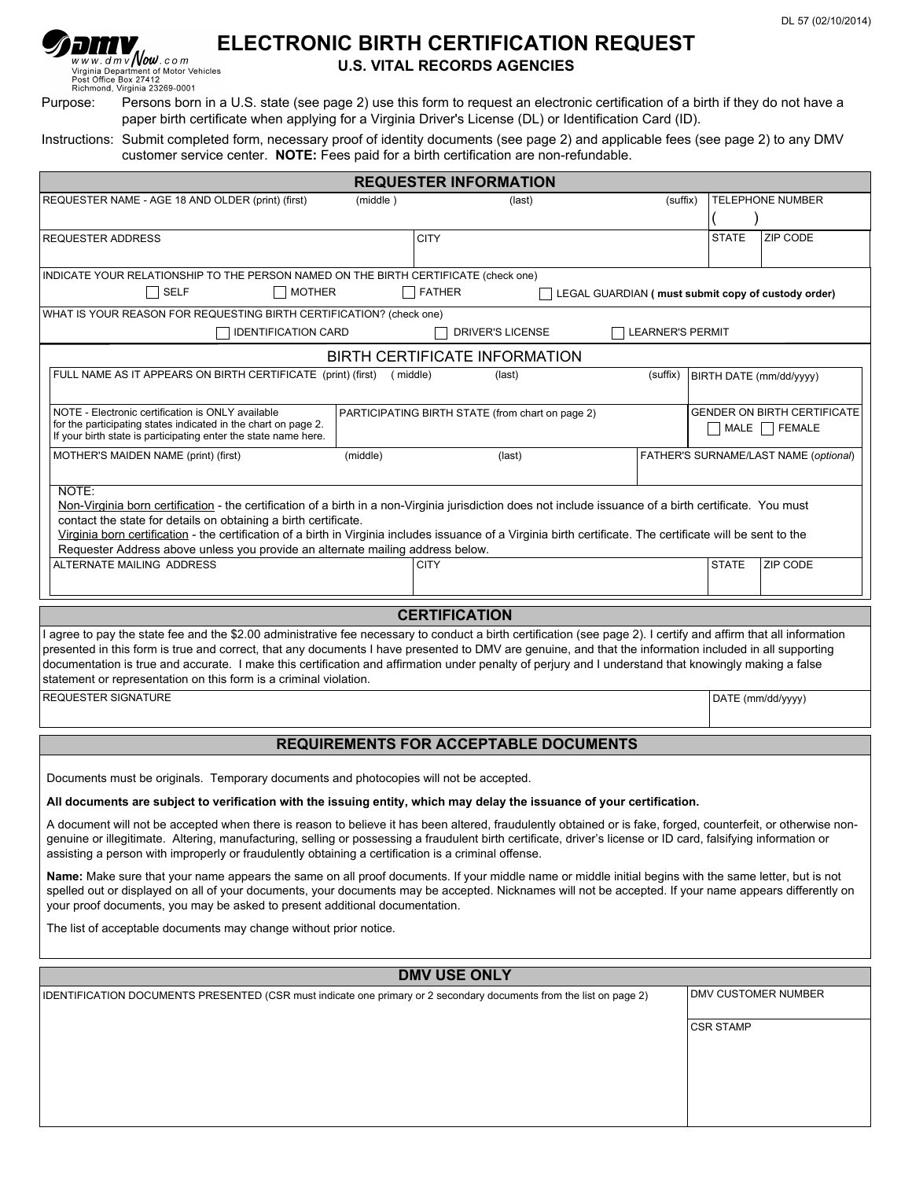DL 57 (02/10/2014)

dmv www.dmvNow.com
Virginia Department of Motor Vehicles
Post Office Box 27412
Richmond, Virginia 23269-0001

# ELECTRONIC BIRTH CERTIFICATION REQUEST

## U.S. VITAL RECORDS AGENCIES

Purpose: Persons born in a U.S. state (see page 2) use this form to request an electronic certification of a birth if they do not have a paper birth certificate when applying for a Virginia Driver's License (DL) or Identification Card (ID).

Instructions: Submit completed form, necessary proof of identity documents (see page 2) and applicable fees (see page 2) to any DMV customer service center. **NOTE:** Fees paid for a birth certification are non-refundable.

## REQUESTER INFORMATION

| REQUESTER NAME - AGE 18 AND OLDER (print) (first) | (middle) | (last) | (suffix) | TELEPHONE NUMBER ( ) |
|---|---|---|---|---|

| REQUESTER ADDRESS | CITY | STATE | ZIP CODE |
|---|---|---|---|

INDICATE YOUR RELATIONSHIP TO THE PERSON NAMED ON THE BIRTH CERTIFICATE (check one)

☐ SELF ☐ MOTHER ☐ FATHER ☐ LEGAL GUARDIAN **( must submit copy of custody order)**

WHAT IS YOUR REASON FOR REQUESTING BIRTH CERTIFICATION? (check one)

☐ IDENTIFICATION CARD ☐ DRIVER'S LICENSE ☐ LEARNER'S PERMIT

## BIRTH CERTIFICATE INFORMATION

| FULL NAME AS IT APPEARS ON BIRTH CERTIFICATE (print) (first) | (middle) | (last) | (suffix) | BIRTH DATE (mm/dd/yyyy) |
|---|---|---|---|---|

| NOTE - Electronic certification is ONLY available for the participating states indicated in the chart on page 2. If your birth state is participating enter the state name here. | PARTICIPATING BIRTH STATE (from chart on page 2) | GENDER ON BIRTH CERTIFICATE ☐ MALE ☐ FEMALE |
|---|---|---|

| MOTHER'S MAIDEN NAME (print) (first) | (middle) | (last) | FATHER'S SURNAME/LAST NAME (*optional*) |
|---|---|---|---|

NOTE:

Non-Virginia born certification - the certification of a birth in a non-Virginia jurisdiction does not include issuance of a birth certificate. You must contact the state for details on obtaining a birth certificate.

Virginia born certification - the certification of a birth in Virginia includes issuance of a Virginia birth certificate. The certificate will be sent to the Requester Address above unless you provide an alternate mailing address below.

| ALTERNATE MAILING ADDRESS | CITY | STATE | ZIP CODE |
|---|---|---|---|

## CERTIFICATION

I agree to pay the state fee and the $2.00 administrative fee necessary to conduct a birth certification (see page 2). I certify and affirm that all information presented in this form is true and correct, that any documents I have presented to DMV are genuine, and that the information included in all supporting documentation is true and accurate. I make this certification and affirmation under penalty of perjury and I understand that knowingly making a false statement or representation on this form is a criminal violation.

| REQUESTER SIGNATURE | DATE (mm/dd/yyyy) |
|---|---|

## REQUIREMENTS FOR ACCEPTABLE DOCUMENTS

Documents must be originals. Temporary documents and photocopies will not be accepted.

**All documents are subject to verification with the issuing entity, which may delay the issuance of your certification.**

A document will not be accepted when there is reason to believe it has been altered, fraudulently obtained or is fake, forged, counterfeit, or otherwise non-genuine or illegitimate. Altering, manufacturing, selling or possessing a fraudulent birth certificate, driver's license or ID card, falsifying information or assisting a person with improperly or fraudulently obtaining a certification is a criminal offense.

**Name:** Make sure that your name appears the same on all proof documents. If your middle name or middle initial begins with the same letter, but is not spelled out or displayed on all of your documents, your documents may be accepted. Nicknames will not be accepted. If your name appears differently on your proof documents, you may be asked to present additional documentation.

The list of acceptable documents may change without prior notice.

## DMV USE ONLY

| IDENTIFICATION DOCUMENTS PRESENTED (CSR must indicate one primary or 2 secondary documents from the list on page 2) | DMV CUSTOMER NUMBER |
|---|---|
| | CSR STAMP |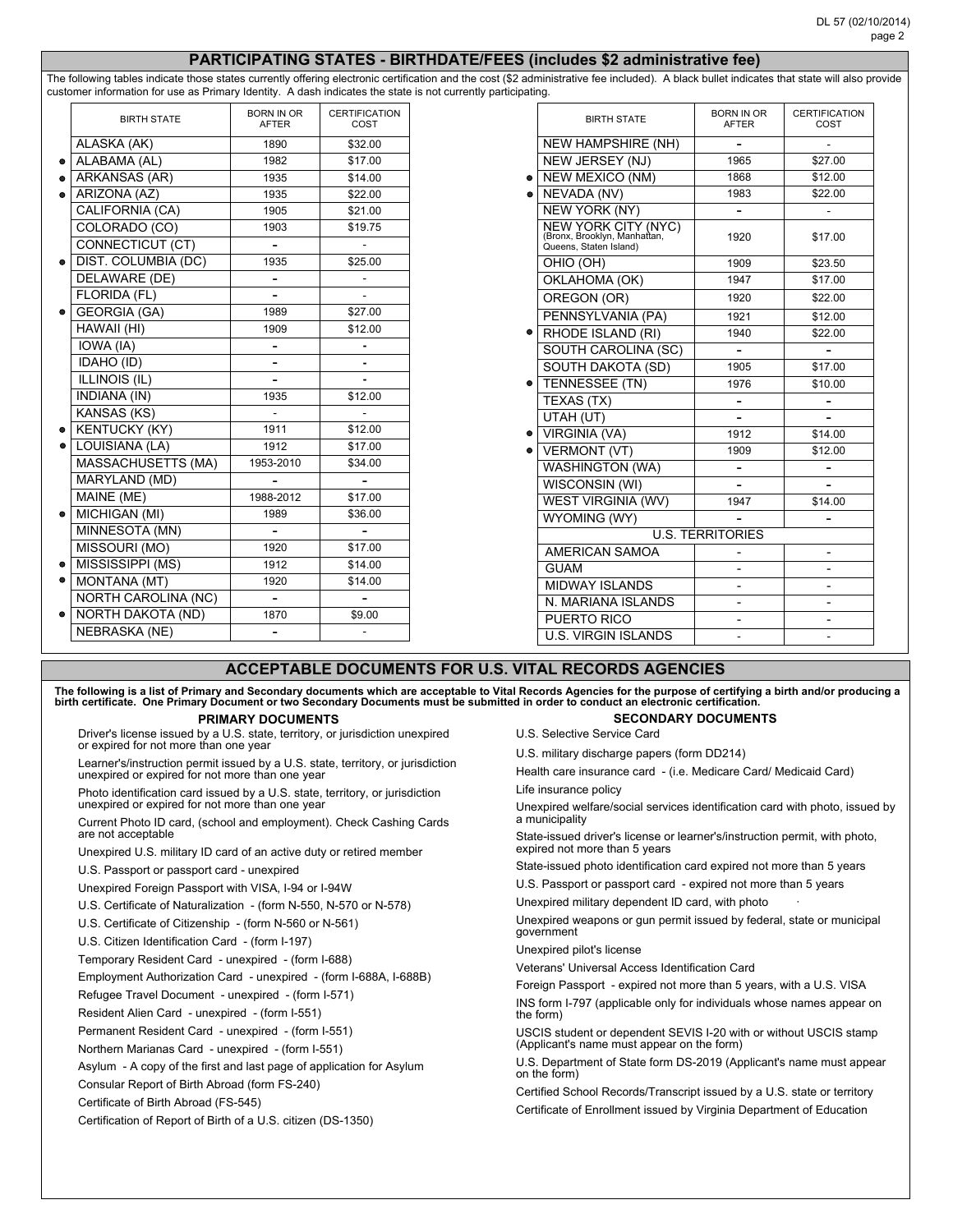## PARTICIPATING STATES - BIRTHDATE/FEES (includes $2 administrative fee)

The following tables indicate those states currently offering electronic certification and the cost ($2 administrative fee included). A dash indicates the state is not currently participating. A black bullet indicates that state will also provide customer information for use as Primary Identity.

| | BIRTH STATE | BORN IN OR AFTER | CERTIFICATION COST |
|---|---|---|---|
| | ALASKA (AK) | 1890 | $32.00 |
| ● | ALABAMA (AL) | 1982 | $17.00 |
| ● | ARKANSAS (AR) | 1935 | $14.00 |
| ● | ARIZONA (AZ) | 1935 | $22.00 |
| | CALIFORNIA (CA) | 1905 | $21.00 |
| | COLORADO (CO) | 1903 | $19.75 |
| | CONNECTICUT (CT) | - | - |
| ● | DIST. COLUMBIA (DC) | 1935 | $25.00 |
| | DELAWARE (DE) | - | - |
| | FLORIDA (FL) | - | - |
| ● | GEORGIA (GA) | 1989 | $27.00 |
| | HAWAII (HI) | 1909 | $12.00 |
| | IOWA (IA) | - | - |
| | IDAHO (ID) | - | - |
| | ILLINOIS (IL) | - | - |
| | INDIANA (IN) | 1935 | $12.00 |
| | KANSAS (KS) | - | - |
| ● | KENTUCKY (KY) | 1911 | $12.00 |
| ● | LOUISIANA (LA) | 1912 | $17.00 |
| | MASSACHUSETTS (MA) | 1953-2010 | $34.00 |
| | MARYLAND (MD) | - | - |
| | MAINE (ME) | 1988-2012 | $17.00 |
| ● | MICHIGAN (MI) | 1989 | $36.00 |
| | MINNESOTA (MN) | - | - |
| | MISSOURI (MO) | 1920 | $17.00 |
| ● | MISSISSIPPI (MS) | 1912 | $14.00 |
| ● | MONTANA (MT) | 1920 | $14.00 |
| | NORTH CAROLINA (NC) | - | - |
| ● | NORTH DAKOTA (ND) | 1870 | $9.00 |
| | NEBRASKA (NE) | - | - |

| | BIRTH STATE | BORN IN OR AFTER | CERTIFICATION COST |
|---|---|---|---|
| | NEW HAMPSHIRE (NH) | - | - |
| | NEW JERSEY (NJ) | 1965 | $27.00 |
| ● | NEW MEXICO (NM) | 1868 | $12.00 |
| ● | NEVADA (NV) | 1983 | $22.00 |
| | NEW YORK (NY) | - | - |
| | NEW YORK CITY (NYC) (Bronx, Brooklyn, Manhattan, Queens, Staten Island) | 1920 | $17.00 |
| | OHIO (OH) | 1909 | $23.50 |
| | OKLAHOMA (OK) | 1947 | $17.00 |
| | OREGON (OR) | 1920 | $22.00 |
| | PENNSYLVANIA (PA) | 1921 | $12.00 |
| ● | RHODE ISLAND (RI) | 1940 | $22.00 |
| | SOUTH CAROLINA (SC) | - | - |
| | SOUTH DAKOTA (SD) | 1905 | $17.00 |
| ● | TENNESSEE (TN) | 1976 | $10.00 |
| | TEXAS (TX) | - | - |
| | UTAH (UT) | - | - |
| ● | VIRGINIA (VA) | 1912 | $14.00 |
| ● | VERMONT (VT) | 1909 | $12.00 |
| | WASHINGTON (WA) | - | - |
| | WISCONSIN (WI) | - | - |
| | WEST VIRGINIA (WV) | 1947 | $14.00 |
| | WYOMING (WY) | - | - |
| | **U.S. TERRITORIES** | | |
| | AMERICAN SAMOA | - | - |
| | GUAM | - | - |
| | MIDWAY ISLANDS | - | - |
| | N. MARIANA ISLANDS | - | - |
| | PUERTO RICO | - | - |
| | U.S. VIRGIN ISLANDS | - | - |

## ACCEPTABLE DOCUMENTS FOR U.S. VITAL RECORDS AGENCIES

**The following is a list of Primary and Secondary documents which are acceptable to Vital Records Agencies for the purpose of certifying a birth and/or producing a birth certificate. One Primary Document or two Secondary Documents must be submitted in order to conduct an electronic certification.**

### PRIMARY DOCUMENTS

- Driver's license issued by a U.S. state, territory, or jurisdiction unexpired or expired for not more than one year
- Learner's/instruction permit issued by a U.S. state, territory, or jurisdiction unexpired or expired for not more than one year
- Photo identification card issued by a U.S. state, territory, or jurisdiction unexpired or expired for not more than one year
- Current Photo ID card, (school and employment). Check Cashing Cards are not acceptable
- Unexpired U.S. military ID card of an active duty or retired member
- U.S. Passport or passport card - unexpired
- Unexpired Foreign Passport with VISA, I-94 or I-94W
- U.S. Certificate of Naturalization - (form N-550, N-570 or N-578)
- U.S. Certificate of Citizenship - (form N-560 or N-561)
- U.S. Citizen Identification Card - (form I-197)
- Temporary Resident Card - unexpired - (form I-688)
- Employment Authorization Card - unexpired - (form I-688A, I-688B)
- Refugee Travel Document - unexpired - (form I-571)
- Resident Alien Card - unexpired - (form I-551)
- Permanent Resident Card - unexpired - (form I-551)
- Northern Marianas Card - unexpired - (form I-551)
- Asylum - A copy of the first and last page of application for Asylum
- Consular Report of Birth Abroad (form FS-240)
- Certificate of Birth Abroad (FS-545)
- Certification of Report of Birth of a U.S. citizen (DS-1350)

### SECONDARY DOCUMENTS

- U.S. Selective Service Card
- U.S. military discharge papers (form DD214)
- Health care insurance card - (i.e. Medicare Card/ Medicaid Card)
- Life insurance policy
- Unexpired welfare/social services identification card with photo, issued by a municipality
- State-issued driver's license or learner's/instruction permit, with photo, expired not more than 5 years
- State-issued photo identification card expired not more than 5 years
- U.S. Passport or passport card - expired not more than 5 years
- Unexpired military dependent ID card, with photo
- Unexpired weapons or gun permit issued by federal, state or municipal government
- Unexpired pilot's license
- Veterans' Universal Access Identification Card
- Foreign Passport - expired not more than 5 years, with a U.S. VISA
- INS form I-797 (applicable only for individuals whose names appear on the form)
- USCIS student or dependent SEVIS I-20 with or without USCIS stamp (Applicant's name must appear on the form)
- U.S. Department of State form DS-2019 (Applicant's name must appear on the form)
- Certified School Records/Transcript issued by a U.S. state or territory
- Certificate of Enrollment issued by Virginia Department of Education